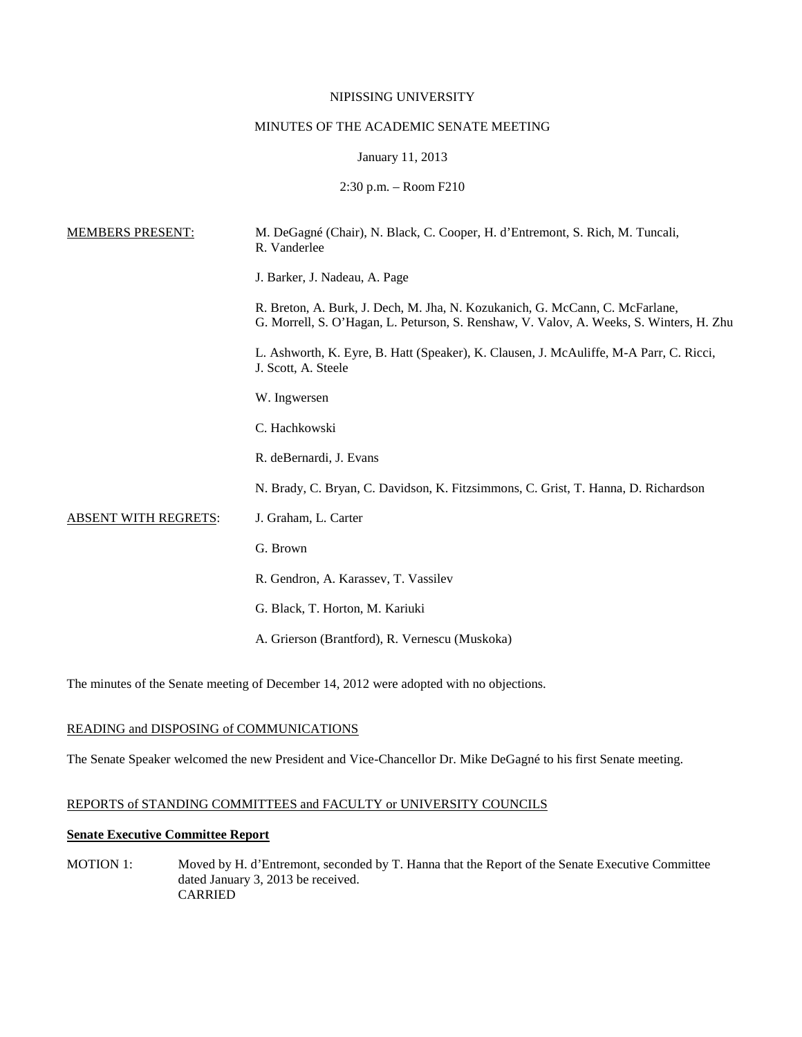NIPISSING UNIVERSITY

MINUTES OF THE ACADEMIC SENATE MEETING

January 11, 2013

2:30 p.m. – Room F210

MEMBERS PRESENT:

M. DeGagné (Chair), N. Black, C. Cooper, H. d'Entremont, S. Rich, M. Tuncali, R. Vanderlee

J. Barker, J. Nadeau, A. Page

R. Breton, A. Burk, J. Dech, M. Jha, N. Kozukanich, G. McCann, C. McFarlane, G. Morrell, S. O'Hagan, L. Peturson, S. Renshaw, V. Valov, A. Weeks, S. Winters, H. Zhu

L. Ashworth, K. Eyre, B. Hatt (Speaker), K. Clausen, J. McAuliffe, M-A Parr, C. Ricci, J. Scott, A. Steele

W. Ingwersen

C. Hachkowski

R. deBernardi, J. Evans

N. Brady, C. Bryan, C. Davidson, K. Fitzsimmons, C. Grist, T. Hanna, D. Richardson

ABSENT WITH REGRETS:

J. Graham, L. Carter

G. Brown

R. Gendron, A. Karassev, T. Vassilev

G. Black, T. Horton, M. Kariuki

A. Grierson (Brantford), R. Vernescu (Muskoka)

The minutes of the Senate meeting of December 14, 2012 were adopted with no objections.

READING and DISPOSING of COMMUNICATIONS

The Senate Speaker welcomed the new President and Vice-Chancellor Dr. Mike DeGagné to his first Senate meeting.

REPORTS of STANDING COMMITTEES and FACULTY or UNIVERSITY COUNCILS

**Senate Executive Committee Report**

MOTION 1: Moved by H. d'Entremont, seconded by T. Hanna that the Report of the Senate Executive Committee dated January 3, 2013 be received.
CARRIED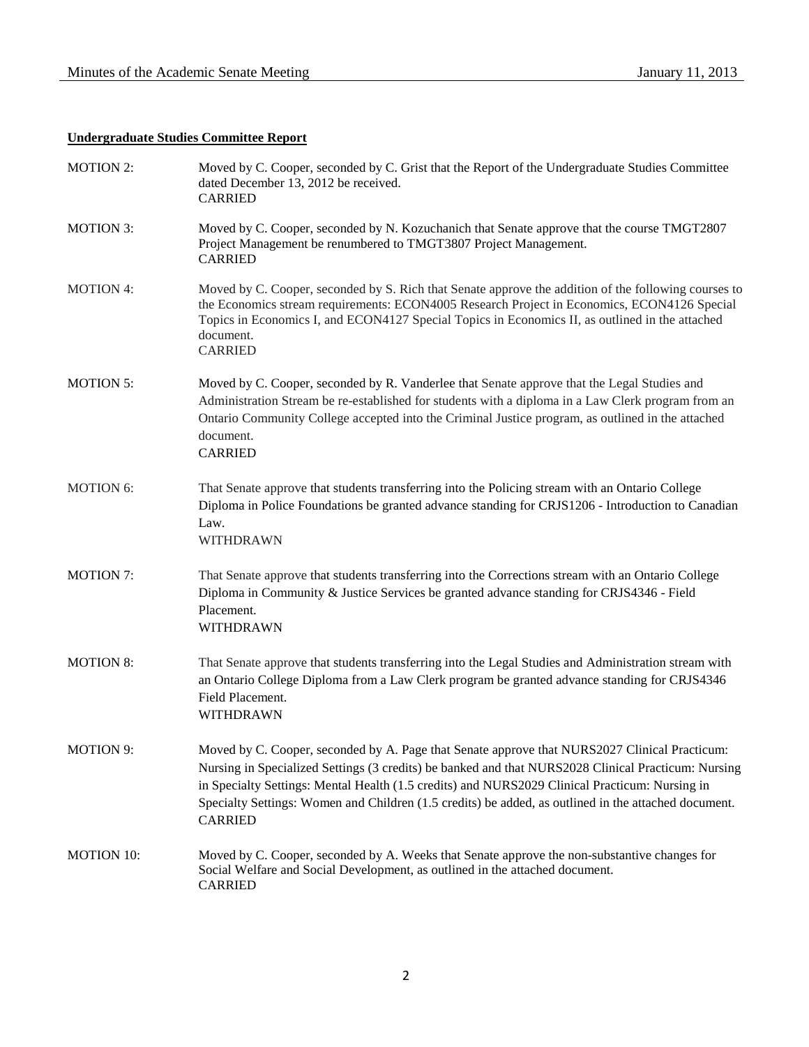**Undergraduate Studies Committee Report**

MOTION 2: Moved by C. Cooper, seconded by C. Grist that the Report of the Undergraduate Studies Committee dated December 13, 2012 be received.
CARRIED

MOTION 3: Moved by C. Cooper, seconded by N. Kozuchanich that Senate approve that the course TMGT2807 Project Management be renumbered to TMGT3807 Project Management.
CARRIED

MOTION 4: Moved by C. Cooper, seconded by S. Rich that Senate approve the addition of the following courses to the Economics stream requirements: ECON4005 Research Project in Economics, ECON4126 Special Topics in Economics I, and ECON4127 Special Topics in Economics II, as outlined in the attached document.
CARRIED

MOTION 5: Moved by C. Cooper, seconded by R. Vanderlee that Senate approve that the Legal Studies and Administration Stream be re-established for students with a diploma in a Law Clerk program from an Ontario Community College accepted into the Criminal Justice program, as outlined in the attached document.
CARRIED

MOTION 6: That Senate approve that students transferring into the Policing stream with an Ontario College Diploma in Police Foundations be granted advance standing for CRJS1206 - Introduction to Canadian Law.
WITHDRAWN

MOTION 7: That Senate approve that students transferring into the Corrections stream with an Ontario College Diploma in Community & Justice Services be granted advance standing for CRJS4346 - Field Placement.
WITHDRAWN

MOTION 8: That Senate approve that students transferring into the Legal Studies and Administration stream with an Ontario College Diploma from a Law Clerk program be granted advance standing for CRJS4346 Field Placement.
WITHDRAWN

MOTION 9: Moved by C. Cooper, seconded by A. Page that Senate approve that NURS2027 Clinical Practicum: Nursing in Specialized Settings (3 credits) be banked and that NURS2028 Clinical Practicum: Nursing in Specialty Settings: Mental Health (1.5 credits) and NURS2029 Clinical Practicum: Nursing in Specialty Settings: Women and Children (1.5 credits) be added, as outlined in the attached document.
CARRIED

MOTION 10: Moved by C. Cooper, seconded by A. Weeks that Senate approve the non-substantive changes for Social Welfare and Social Development, as outlined in the attached document.
CARRIED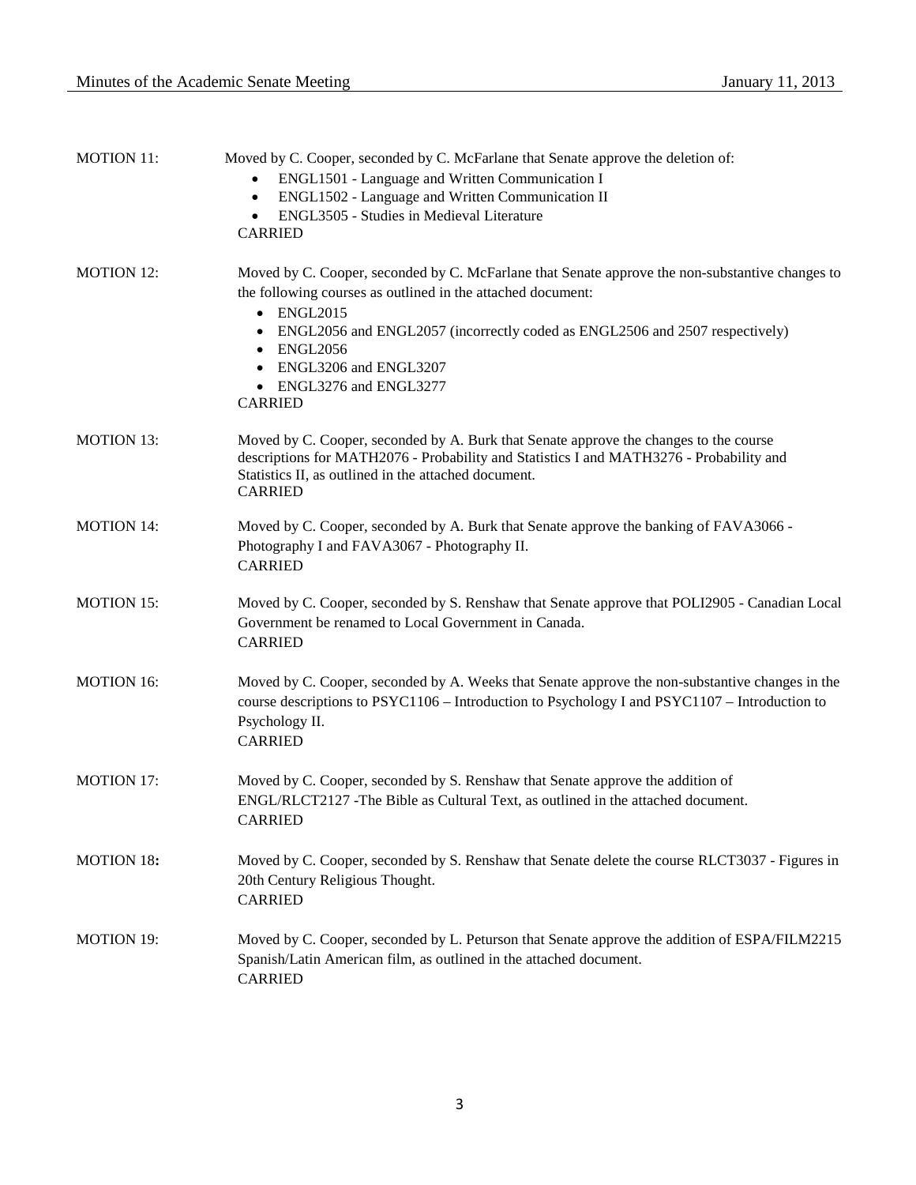**MOTION 11:** Moved by C. Cooper, seconded by C. McFarlane that Senate approve the deletion of:

- ENGL1501 - Language and Written Communication I
- ENGL1502 - Language and Written Communication II
- ENGL3505 - Studies in Medieval Literature

CARRIED

**MOTION 12:** Moved by C. Cooper, seconded by C. McFarlane that Senate approve the non-substantive changes to the following courses as outlined in the attached document:

- ENGL2015
- ENGL2056 and ENGL2057 (incorrectly coded as ENGL2506 and 2507 respectively)
- ENGL2056
- ENGL3206 and ENGL3207
- ENGL3276 and ENGL3277

CARRIED

**MOTION 13:** Moved by C. Cooper, seconded by A. Burk that Senate approve the changes to the course descriptions for MATH2076 - Probability and Statistics I and MATH3276 - Probability and Statistics II, as outlined in the attached document.
CARRIED

**MOTION 14:** Moved by C. Cooper, seconded by A. Burk that Senate approve the banking of FAVA3066 - Photography I and FAVA3067 - Photography II.
CARRIED

**MOTION 15:** Moved by C. Cooper, seconded by S. Renshaw that Senate approve that POLI2905 - Canadian Local Government be renamed to Local Government in Canada.
CARRIED

**MOTION 16:** Moved by C. Cooper, seconded by A. Weeks that Senate approve the non-substantive changes in the course descriptions to PSYC1106 – Introduction to Psychology I and PSYC1107 – Introduction to Psychology II.
CARRIED

**MOTION 17:** Moved by C. Cooper, seconded by S. Renshaw that Senate approve the addition of ENGL/RLCT2127 -The Bible as Cultural Text, as outlined in the attached document.
CARRIED

**MOTION 18:** Moved by C. Cooper, seconded by S. Renshaw that Senate delete the course RLCT3037 - Figures in 20th Century Religious Thought.
CARRIED

**MOTION 19:** Moved by C. Cooper, seconded by L. Peturson that Senate approve the addition of ESPA/FILM2215 Spanish/Latin American film, as outlined in the attached document.
CARRIED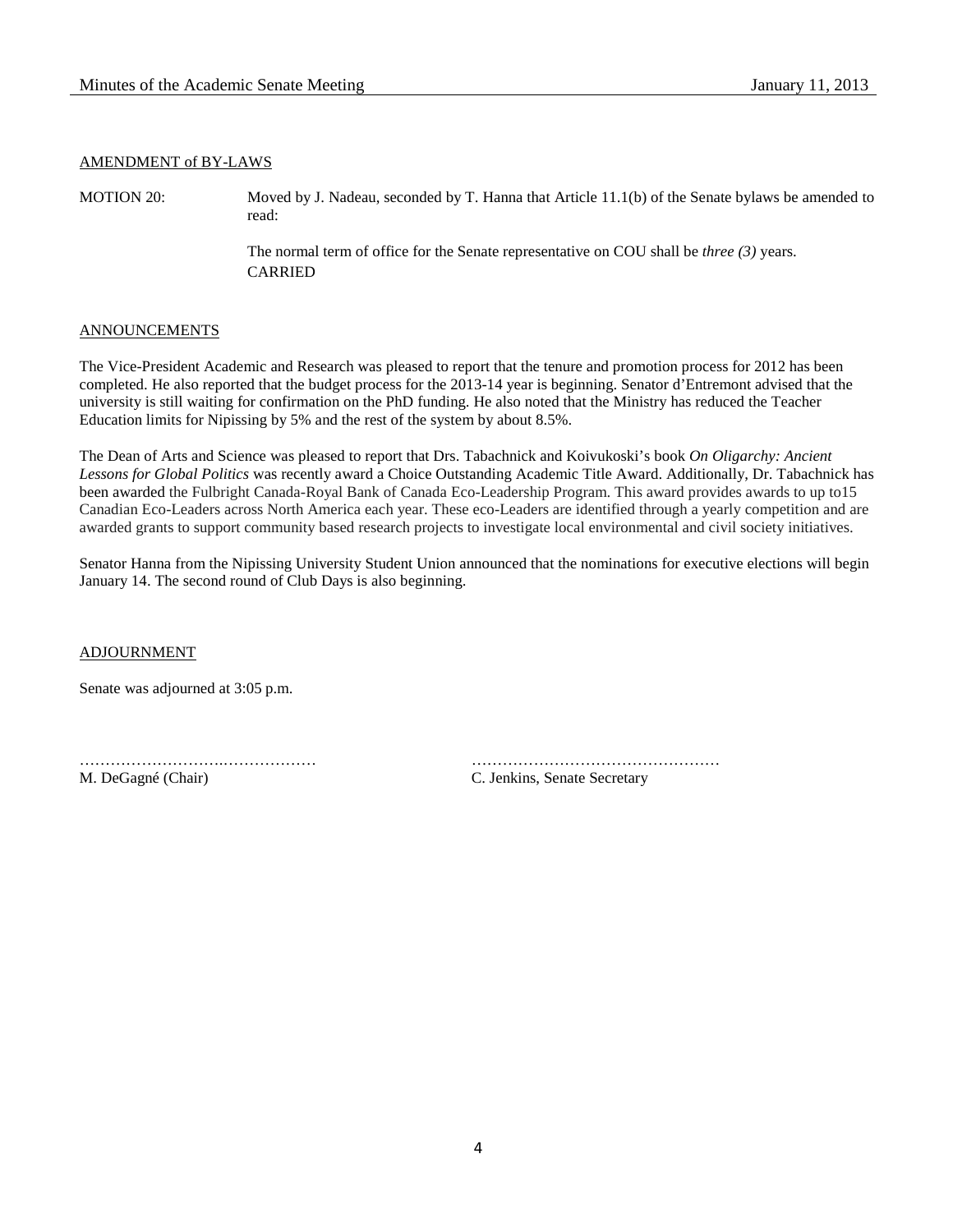AMENDMENT of BY-LAWS

MOTION 20: Moved by J. Nadeau, seconded by T. Hanna that Article 11.1(b) of the Senate bylaws be amended to read:

The normal term of office for the Senate representative on COU shall be *three (3)* years.
CARRIED

ANNOUNCEMENTS

The Vice-President Academic and Research was pleased to report that the tenure and promotion process for 2012 has been completed. He also reported that the budget process for the 2013-14 year is beginning. Senator d'Entremont advised that the university is still waiting for confirmation on the PhD funding. He also noted that the Ministry has reduced the Teacher Education limits for Nipissing by 5% and the rest of the system by about 8.5%.

The Dean of Arts and Science was pleased to report that Drs. Tabachnick and Koivukoski's book *On Oligarchy: Ancient Lessons for Global Politics* was recently award a Choice Outstanding Academic Title Award. Additionally, Dr. Tabachnick has been awarded the Fulbright Canada-Royal Bank of Canada Eco-Leadership Program. This award provides awards to up to15 Canadian Eco-Leaders across North America each year. These eco-Leaders are identified through a yearly competition and are awarded grants to support community based research projects to investigate local environmental and civil society initiatives.

Senator Hanna from the Nipissing University Student Union announced that the nominations for executive elections will begin January 14. The second round of Club Days is also beginning.

ADJOURNMENT

Senate was adjourned at 3:05 p.m.

……………………….……………… ……………………………………….

M. DeGagné (Chair) C. Jenkins, Senate Secretary